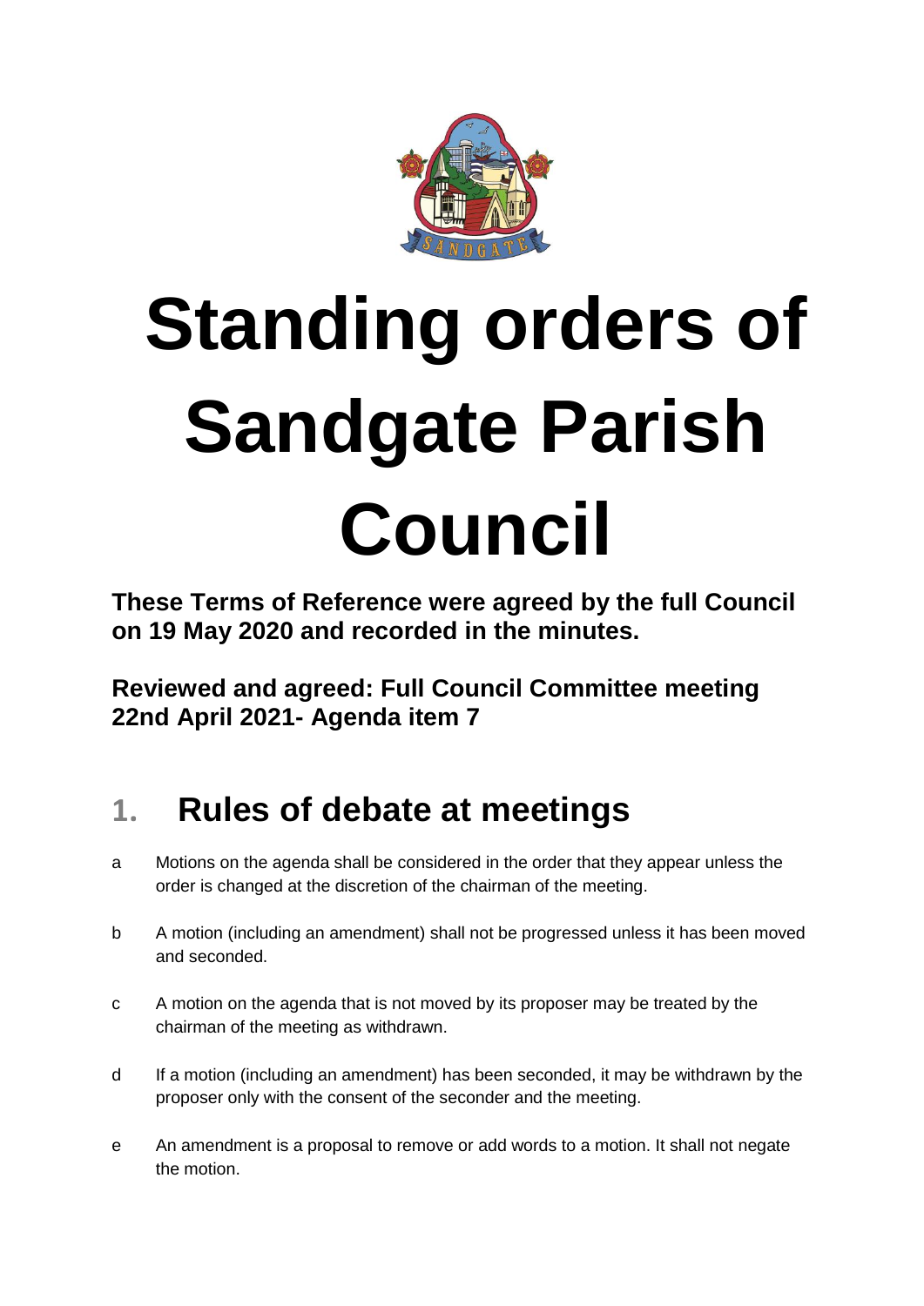# Standing orders of Sandgate Parish Council

**These Terms of Reference were agreed by the full Council on 19 May 2020 and recorded in the minutes.**

**Reviewed and agreed: Full Council Committee meeting 22nd April 2021- Agenda item 7**

## 1. Rules of debate at meetings

a. Motions on the agenda shall be considered in the order that they appear unless the order is changed at the discretion of the chairman of the meeting.

b. A motion (including an amendment) shall not be progressed unless it has been moved and seconded.

c. A motion on the agenda that is not moved by its proposer may be treated by the chairman of the meeting as withdrawn.

d. If a motion (including an amendment) has been seconded, it may be withdrawn by the proposer only with the consent of the seconder and the meeting.

e. An amendment is a proposal to remove or add words to a motion. It shall not negate the motion.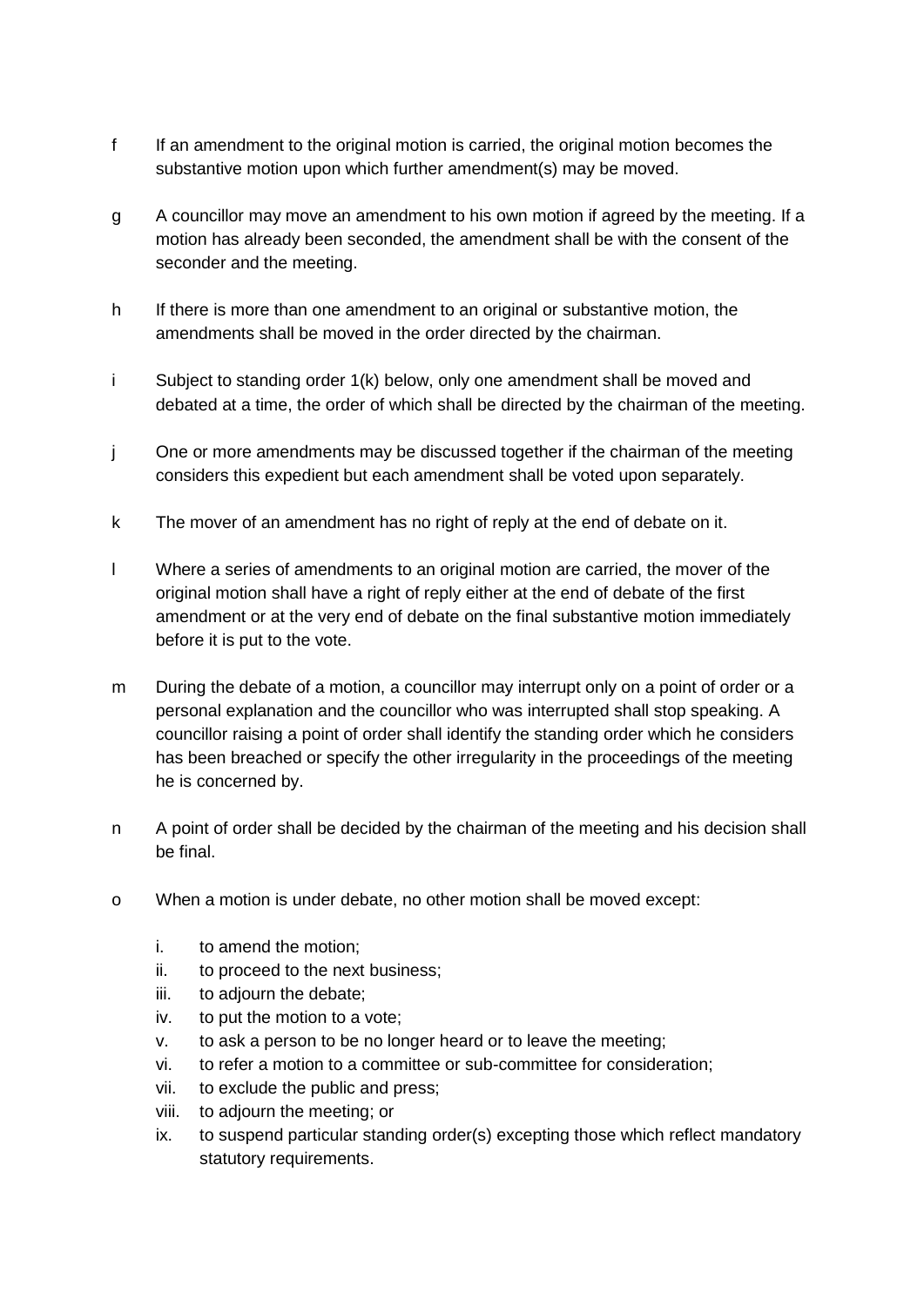f	If an amendment to the original motion is carried, the original motion becomes the substantive motion upon which further amendment(s) may be moved.

g	A councillor may move an amendment to his own motion if agreed by the meeting. If a motion has already been seconded, the amendment shall be with the consent of the seconder and the meeting.

h	If there is more than one amendment to an original or substantive motion, the amendments shall be moved in the order directed by the chairman.

i	Subject to standing order 1(k) below, only one amendment shall be moved and debated at a time, the order of which shall be directed by the chairman of the meeting.

j	One or more amendments may be discussed together if the chairman of the meeting considers this expedient but each amendment shall be voted upon separately.

k	The mover of an amendment has no right of reply at the end of debate on it.

l	Where a series of amendments to an original motion are carried, the mover of the original motion shall have a right of reply either at the end of debate of the first amendment or at the very end of debate on the final substantive motion immediately before it is put to the vote.

m	During the debate of a motion, a councillor may interrupt only on a point of order or a personal explanation and the councillor who was interrupted shall stop speaking. A councillor raising a point of order shall identify the standing order which he considers has been breached or specify the other irregularity in the proceedings of the meeting he is concerned by.

n	A point of order shall be decided by the chairman of the meeting and his decision shall be final.

o	When a motion is under debate, no other motion shall be moved except:

i. to amend the motion;
ii. to proceed to the next business;
iii. to adjourn the debate;
iv. to put the motion to a vote;
v. to ask a person to be no longer heard or to leave the meeting;
vi. to refer a motion to a committee or sub-committee for consideration;
vii. to exclude the public and press;
viii. to adjourn the meeting; or
ix. to suspend particular standing order(s) excepting those which reflect mandatory statutory requirements.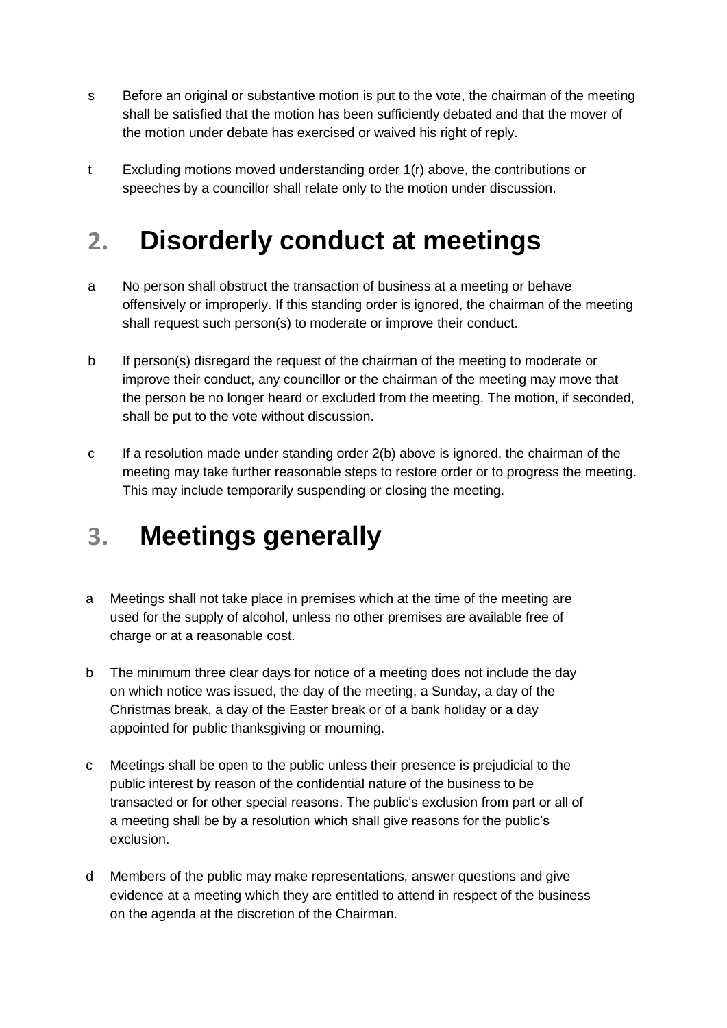s Before an original or substantive motion is put to the vote, the chairman of the meeting shall be satisfied that the motion has been sufficiently debated and that the mover of the motion under debate has exercised or waived his right of reply.

t Excluding motions moved understanding order 1(r) above, the contributions or speeches by a councillor shall relate only to the motion under discussion.

## 2. Disorderly conduct at meetings

a No person shall obstruct the transaction of business at a meeting or behave offensively or improperly. If this standing order is ignored, the chairman of the meeting shall request such person(s) to moderate or improve their conduct.

b If person(s) disregard the request of the chairman of the meeting to moderate or improve their conduct, any councillor or the chairman of the meeting may move that the person be no longer heard or excluded from the meeting. The motion, if seconded, shall be put to the vote without discussion.

c If a resolution made under standing order 2(b) above is ignored, the chairman of the meeting may take further reasonable steps to restore order or to progress the meeting. This may include temporarily suspending or closing the meeting.

## 3. Meetings generally

a Meetings shall not take place in premises which at the time of the meeting are used for the supply of alcohol, unless no other premises are available free of charge or at a reasonable cost.

b The minimum three clear days for notice of a meeting does not include the day on which notice was issued, the day of the meeting, a Sunday, a day of the Christmas break, a day of the Easter break or of a bank holiday or a day appointed for public thanksgiving or mourning.

c Meetings shall be open to the public unless their presence is prejudicial to the public interest by reason of the confidential nature of the business to be transacted or for other special reasons. The public's exclusion from part or all of a meeting shall be by a resolution which shall give reasons for the public's exclusion.

d Members of the public may make representations, answer questions and give evidence at a meeting which they are entitled to attend in respect of the business on the agenda at the discretion of the Chairman.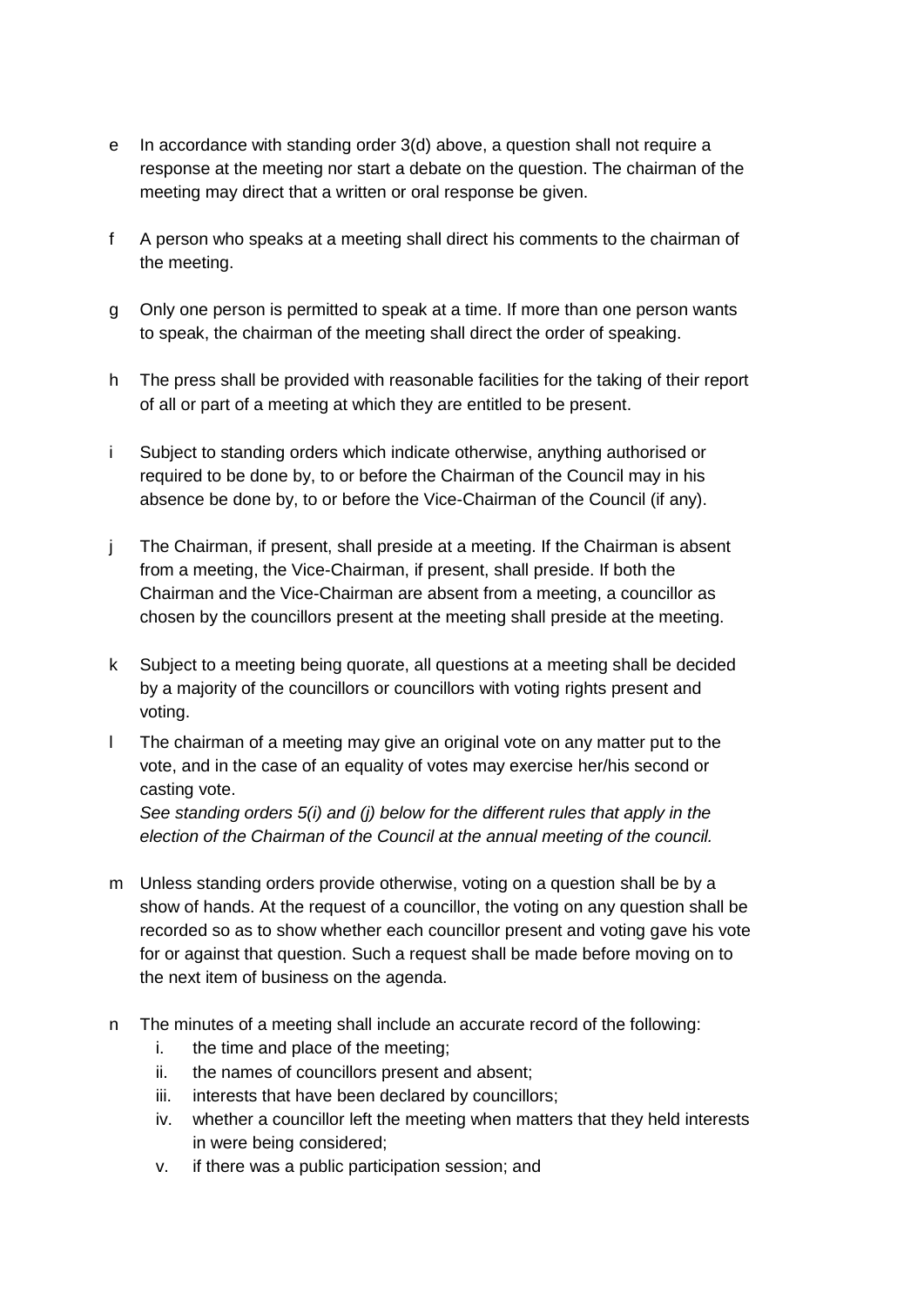e In accordance with standing order 3(d) above, a question shall not require a response at the meeting nor start a debate on the question. The chairman of the meeting may direct that a written or oral response be given.

f A person who speaks at a meeting shall direct his comments to the chairman of the meeting.

g Only one person is permitted to speak at a time. If more than one person wants to speak, the chairman of the meeting shall direct the order of speaking.

h The press shall be provided with reasonable facilities for the taking of their report of all or part of a meeting at which they are entitled to be present.

i Subject to standing orders which indicate otherwise, anything authorised or required to be done by, to or before the Chairman of the Council may in his absence be done by, to or before the Vice-Chairman of the Council (if any).

j The Chairman, if present, shall preside at a meeting. If the Chairman is absent from a meeting, the Vice-Chairman, if present, shall preside. If both the Chairman and the Vice-Chairman are absent from a meeting, a councillor as chosen by the councillors present at the meeting shall preside at the meeting.

k Subject to a meeting being quorate, all questions at a meeting shall be decided by a majority of the councillors or councillors with voting rights present and voting.

l The chairman of a meeting may give an original vote on any matter put to the vote, and in the case of an equality of votes may exercise her/his second or casting vote.
*See standing orders 5(i) and (j) below for the different rules that apply in the election of the Chairman of the Council at the annual meeting of the council.*

m Unless standing orders provide otherwise, voting on a question shall be by a show of hands. At the request of a councillor, the voting on any question shall be recorded so as to show whether each councillor present and voting gave his vote for or against that question. Such a request shall be made before moving on to the next item of business on the agenda.

n The minutes of a meeting shall include an accurate record of the following:
   i. the time and place of the meeting;
   ii. the names of councillors present and absent;
   iii. interests that have been declared by councillors;
   iv. whether a councillor left the meeting when matters that they held interests in were being considered;
   v. if there was a public participation session; and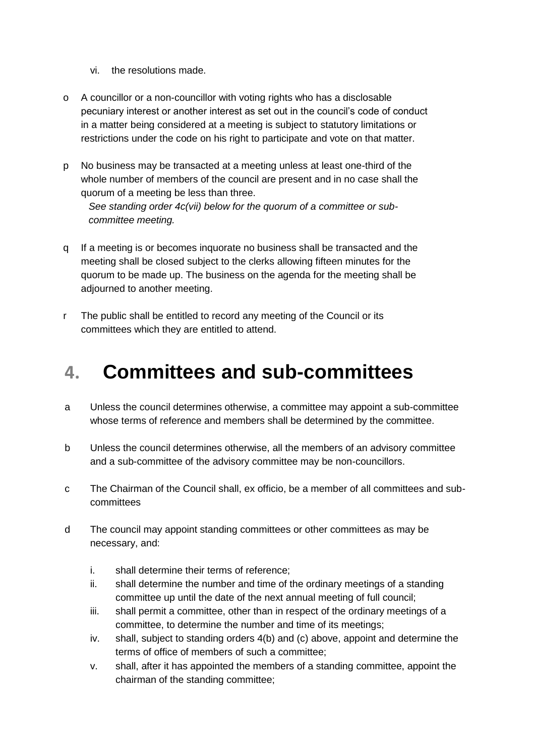vi. the resolutions made.

o A councillor or a non-councillor with voting rights who has a disclosable pecuniary interest or another interest as set out in the council's code of conduct in a matter being considered at a meeting is subject to statutory limitations or restrictions under the code on his right to participate and vote on that matter.

p No business may be transacted at a meeting unless at least one-third of the whole number of members of the council are present and in no case shall the quorum of a meeting be less than three.

*See standing order 4c(vii) below for the quorum of a committee or sub-committee meeting.*

q If a meeting is or becomes inquorate no business shall be transacted and the meeting shall be closed subject to the clerks allowing fifteen minutes for the quorum to be made up. The business on the agenda for the meeting shall be adjourned to another meeting.

r The public shall be entitled to record any meeting of the Council or its committees which they are entitled to attend.

# 4. Committees and sub-committees

a Unless the council determines otherwise, a committee may appoint a sub-committee whose terms of reference and members shall be determined by the committee.

b Unless the council determines otherwise, all the members of an advisory committee and a sub-committee of the advisory committee may be non-councillors.

c The Chairman of the Council shall, ex officio, be a member of all committees and sub-committees

d The council may appoint standing committees or other committees as may be necessary, and:

i. shall determine their terms of reference;
ii. shall determine the number and time of the ordinary meetings of a standing committee up until the date of the next annual meeting of full council;
iii. shall permit a committee, other than in respect of the ordinary meetings of a committee, to determine the number and time of its meetings;
iv. shall, subject to standing orders 4(b) and (c) above, appoint and determine the terms of office of members of such a committee;
v. shall, after it has appointed the members of a standing committee, appoint the chairman of the standing committee;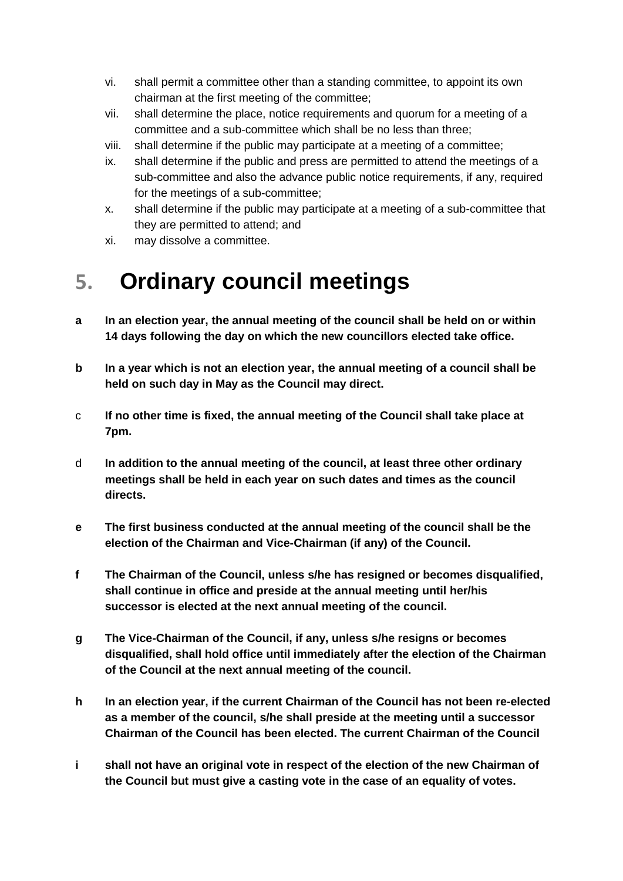vi. shall permit a committee other than a standing committee, to appoint its own chairman at the first meeting of the committee;
vii. shall determine the place, notice requirements and quorum for a meeting of a committee and a sub-committee which shall be no less than three;
viii. shall determine if the public may participate at a meeting of a committee;
ix. shall determine if the public and press are permitted to attend the meetings of a sub-committee and also the advance public notice requirements, if any, required for the meetings of a sub-committee;
x. shall determine if the public may participate at a meeting of a sub-committee that they are permitted to attend; and
xi. may dissolve a committee.

# 5. Ordinary council meetings

**a** **In an election year, the annual meeting of the council shall be held on or within 14 days following the day on which the new councillors elected take office.**

**b** **In a year which is not an election year, the annual meeting of a council shall be held on such day in May as the Council may direct.**

c **If no other time is fixed, the annual meeting of the Council shall take place at 7pm.**

d **In addition to the annual meeting of the council, at least three other ordinary meetings shall be held in each year on such dates and times as the council directs.**

**e** **The first business conducted at the annual meeting of the council shall be the election of the Chairman and Vice-Chairman (if any) of the Council.**

**f** **The Chairman of the Council, unless s/he has resigned or becomes disqualified, shall continue in office and preside at the annual meeting until her/his successor is elected at the next annual meeting of the council.**

**g** **The Vice-Chairman of the Council, if any, unless s/he resigns or becomes disqualified, shall hold office until immediately after the election of the Chairman of the Council at the next annual meeting of the council.**

**h** **In an election year, if the current Chairman of the Council has not been re-elected as a member of the council, s/he shall preside at the meeting until a successor Chairman of the Council has been elected. The current Chairman of the Council**

**i** **shall not have an original vote in respect of the election of the new Chairman of the Council but must give a casting vote in the case of an equality of votes.**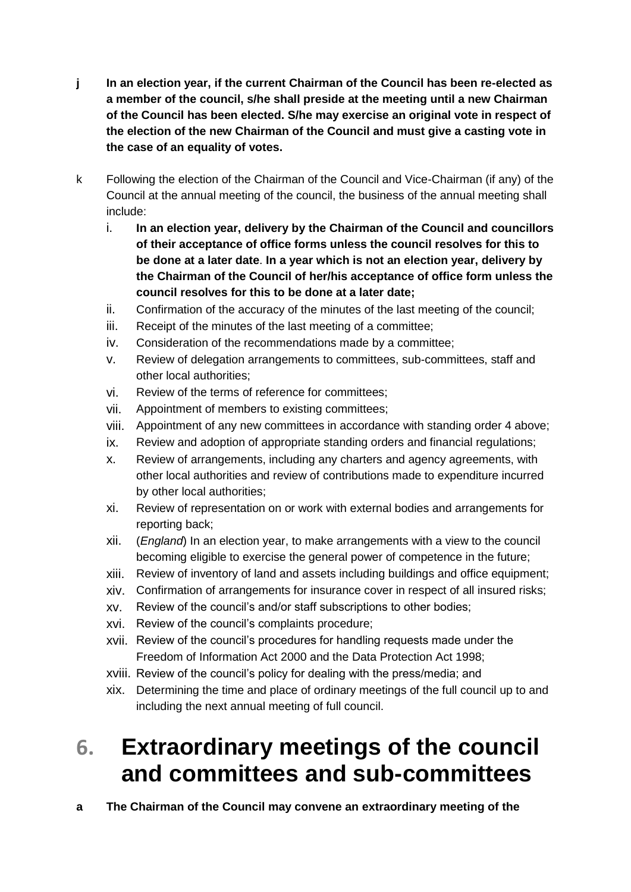**j In an election year, if the current Chairman of the Council has been re-elected as a member of the council, s/he shall preside at the meeting until a new Chairman of the Council has been elected. S/he may exercise an original vote in respect of the election of the new Chairman of the Council and must give a casting vote in the case of an equality of votes.**

k Following the election of the Chairman of the Council and Vice-Chairman (if any) of the Council at the annual meeting of the council, the business of the annual meeting shall include:

i. **In an election year, delivery by the Chairman of the Council and councillors of their acceptance of office forms unless the council resolves for this to be done at a later date**. **In a year which is not an election year, delivery by the Chairman of the Council of her/his acceptance of office form unless the council resolves for this to be done at a later date;**
ii. Confirmation of the accuracy of the minutes of the last meeting of the council;
iii. Receipt of the minutes of the last meeting of a committee;
iv. Consideration of the recommendations made by a committee;
v. Review of delegation arrangements to committees, sub-committees, staff and other local authorities;
vi. Review of the terms of reference for committees;
vii. Appointment of members to existing committees;
viii. Appointment of any new committees in accordance with standing order 4 above;
ix. Review and adoption of appropriate standing orders and financial regulations;
x. Review of arrangements, including any charters and agency agreements, with other local authorities and review of contributions made to expenditure incurred by other local authorities;
xi. Review of representation on or work with external bodies and arrangements for reporting back;
xii. (*England*) In an election year, to make arrangements with a view to the council becoming eligible to exercise the general power of competence in the future;
xiii. Review of inventory of land and assets including buildings and office equipment;
xiv. Confirmation of arrangements for insurance cover in respect of all insured risks;
xv. Review of the council's and/or staff subscriptions to other bodies;
xvi. Review of the council's complaints procedure;
xvii. Review of the council's procedures for handling requests made under the Freedom of Information Act 2000 and the Data Protection Act 1998;
xviii. Review of the council's policy for dealing with the press/media; and
xix. Determining the time and place of ordinary meetings of the full council up to and including the next annual meeting of full council.

# 6. Extraordinary meetings of the council and committees and sub-committees

**a The Chairman of the Council may convene an extraordinary meeting of the**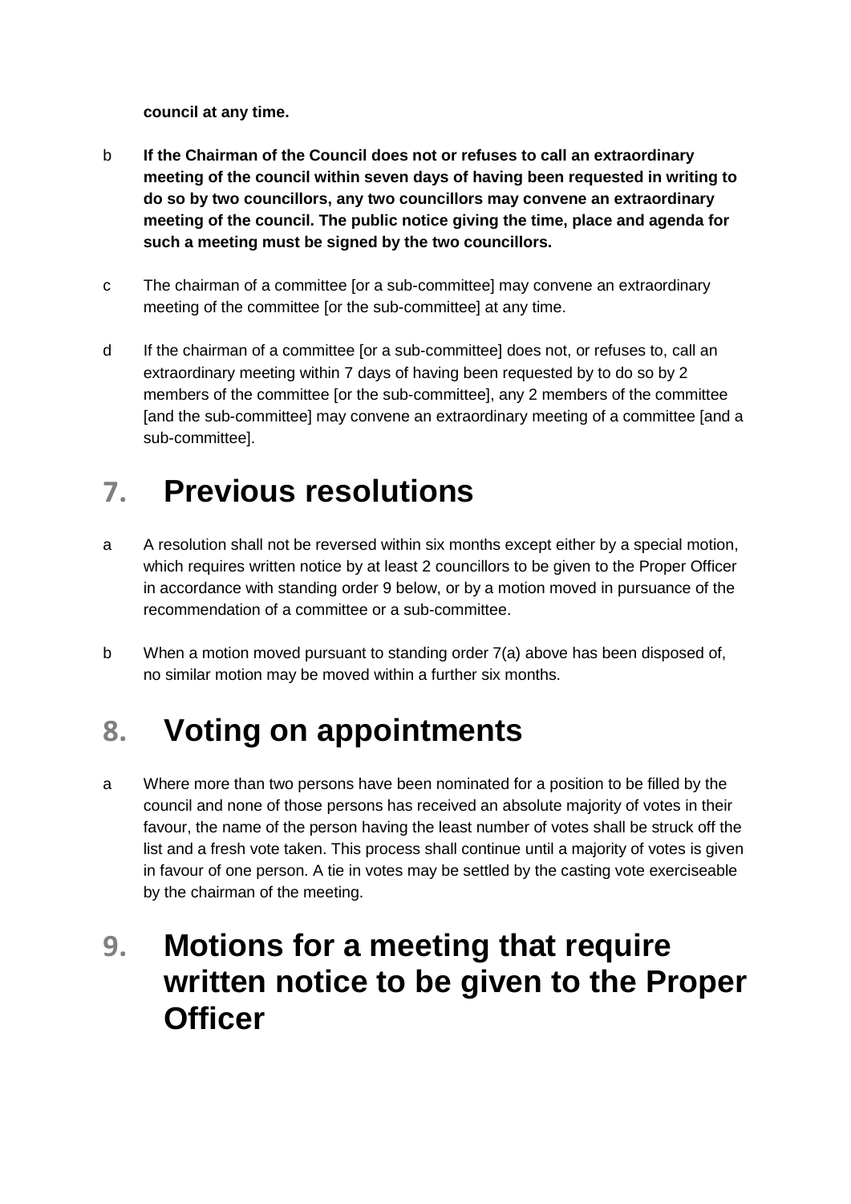**council at any time.**

b **If the Chairman of the Council does not or refuses to call an extraordinary meeting of the council within seven days of having been requested in writing to do so by two councillors, any two councillors may convene an extraordinary meeting of the council. The public notice giving the time, place and agenda for such a meeting must be signed by the two councillors.**

c The chairman of a committee [or a sub-committee] may convene an extraordinary meeting of the committee [or the sub-committee] at any time.

d If the chairman of a committee [or a sub-committee] does not, or refuses to, call an extraordinary meeting within 7 days of having been requested by to do so by 2 members of the committee [or the sub-committee], any 2 members of the committee [and the sub-committee] may convene an extraordinary meeting of a committee [and a sub-committee].

## 7. Previous resolutions

a A resolution shall not be reversed within six months except either by a special motion, which requires written notice by at least 2 councillors to be given to the Proper Officer in accordance with standing order 9 below, or by a motion moved in pursuance of the recommendation of a committee or a sub-committee.

b When a motion moved pursuant to standing order 7(a) above has been disposed of, no similar motion may be moved within a further six months.

## 8. Voting on appointments

a Where more than two persons have been nominated for a position to be filled by the council and none of those persons has received an absolute majority of votes in their favour, the name of the person having the least number of votes shall be struck off the list and a fresh vote taken. This process shall continue until a majority of votes is given in favour of one person. A tie in votes may be settled by the casting vote exerciseable by the chairman of the meeting.

## 9. Motions for a meeting that require written notice to be given to the Proper Officer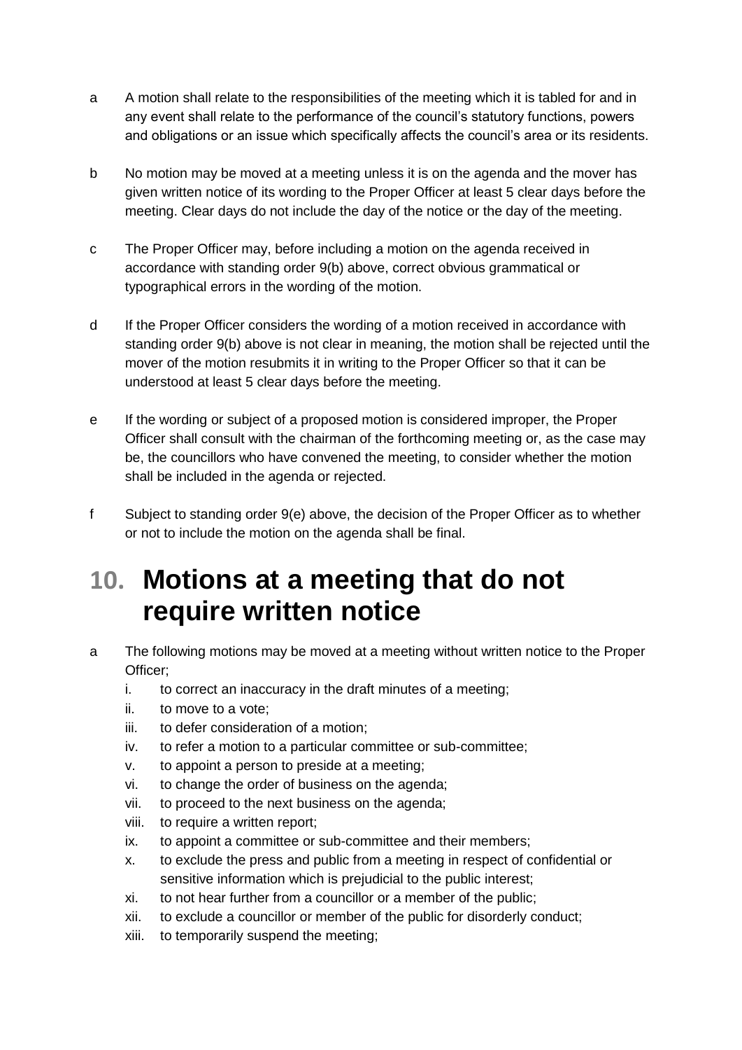a A motion shall relate to the responsibilities of the meeting which it is tabled for and in any event shall relate to the performance of the council's statutory functions, powers and obligations or an issue which specifically affects the council's area or its residents.

b No motion may be moved at a meeting unless it is on the agenda and the mover has given written notice of its wording to the Proper Officer at least 5 clear days before the meeting. Clear days do not include the day of the notice or the day of the meeting.

c The Proper Officer may, before including a motion on the agenda received in accordance with standing order 9(b) above, correct obvious grammatical or typographical errors in the wording of the motion.

d If the Proper Officer considers the wording of a motion received in accordance with standing order 9(b) above is not clear in meaning, the motion shall be rejected until the mover of the motion resubmits it in writing to the Proper Officer so that it can be understood at least 5 clear days before the meeting.

e If the wording or subject of a proposed motion is considered improper, the Proper Officer shall consult with the chairman of the forthcoming meeting or, as the case may be, the councillors who have convened the meeting, to consider whether the motion shall be included in the agenda or rejected.

f Subject to standing order 9(e) above, the decision of the Proper Officer as to whether or not to include the motion on the agenda shall be final.

# 10. Motions at a meeting that do not require written notice

a The following motions may be moved at a meeting without written notice to the Proper Officer;

   i. to correct an inaccuracy in the draft minutes of a meeting;
   ii. to move to a vote;
   iii. to defer consideration of a motion;
   iv. to refer a motion to a particular committee or sub-committee;
   v. to appoint a person to preside at a meeting;
   vi. to change the order of business on the agenda;
   vii. to proceed to the next business on the agenda;
   viii. to require a written report;
   ix. to appoint a committee or sub-committee and their members;
   x. to exclude the press and public from a meeting in respect of confidential or sensitive information which is prejudicial to the public interest;
   xi. to not hear further from a councillor or a member of the public;
   xii. to exclude a councillor or member of the public for disorderly conduct;
   xiii. to temporarily suspend the meeting;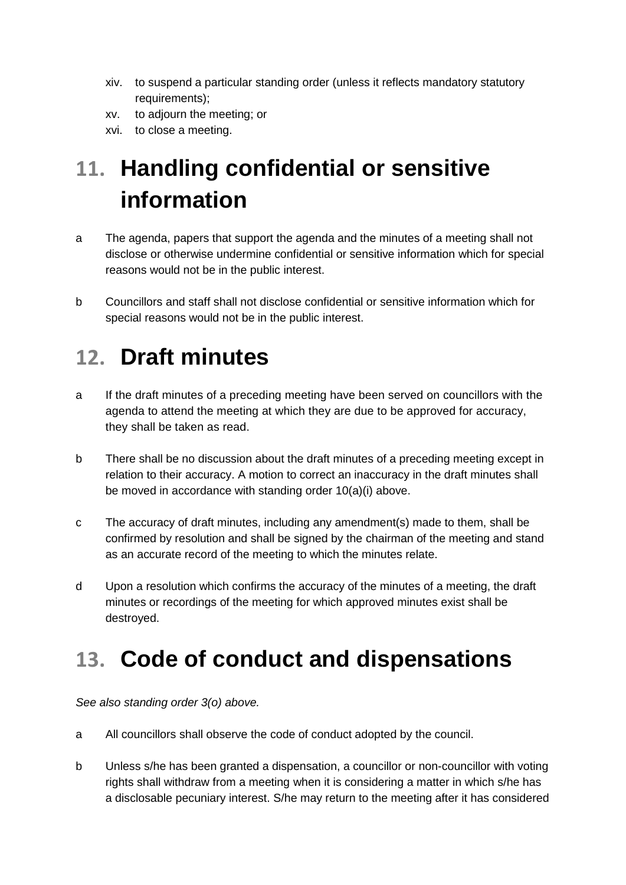xiv. to suspend a particular standing order (unless it reflects mandatory statutory requirements);
xv. to adjourn the meeting; or
xvi. to close a meeting.

# 11. Handling confidential or sensitive information

a The agenda, papers that support the agenda and the minutes of a meeting shall not disclose or otherwise undermine confidential or sensitive information which for special reasons would not be in the public interest.

b Councillors and staff shall not disclose confidential or sensitive information which for special reasons would not be in the public interest.

# 12. Draft minutes

a If the draft minutes of a preceding meeting have been served on councillors with the agenda to attend the meeting at which they are due to be approved for accuracy, they shall be taken as read.

b There shall be no discussion about the draft minutes of a preceding meeting except in relation to their accuracy. A motion to correct an inaccuracy in the draft minutes shall be moved in accordance with standing order 10(a)(i) above.

c The accuracy of draft minutes, including any amendment(s) made to them, shall be confirmed by resolution and shall be signed by the chairman of the meeting and stand as an accurate record of the meeting to which the minutes relate.

d Upon a resolution which confirms the accuracy of the minutes of a meeting, the draft minutes or recordings of the meeting for which approved minutes exist shall be destroyed.

# 13. Code of conduct and dispensations

*See also standing order 3(o) above.*

a All councillors shall observe the code of conduct adopted by the council.

b Unless s/he has been granted a dispensation, a councillor or non-councillor with voting rights shall withdraw from a meeting when it is considering a matter in which s/he has a disclosable pecuniary interest. S/he may return to the meeting after it has considered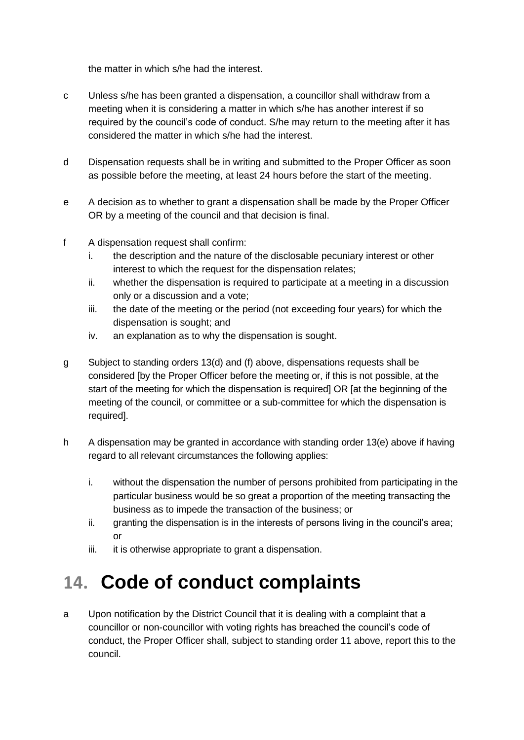the matter in which s/he had the interest.

c Unless s/he has been granted a dispensation, a councillor shall withdraw from a meeting when it is considering a matter in which s/he has another interest if so required by the council's code of conduct. S/he may return to the meeting after it has considered the matter in which s/he had the interest.

d Dispensation requests shall be in writing and submitted to the Proper Officer as soon as possible before the meeting, at least 24 hours before the start of the meeting.

e A decision as to whether to grant a dispensation shall be made by the Proper Officer OR by a meeting of the council and that decision is final.

f A dispensation request shall confirm:
   i. the description and the nature of the disclosable pecuniary interest or other interest to which the request for the dispensation relates;
   ii. whether the dispensation is required to participate at a meeting in a discussion only or a discussion and a vote;
   iii. the date of the meeting or the period (not exceeding four years) for which the dispensation is sought; and
   iv. an explanation as to why the dispensation is sought.

g Subject to standing orders 13(d) and (f) above, dispensations requests shall be considered [by the Proper Officer before the meeting or, if this is not possible, at the start of the meeting for which the dispensation is required] OR [at the beginning of the meeting of the council, or committee or a sub-committee for which the dispensation is required].

h A dispensation may be granted in accordance with standing order 13(e) above if having regard to all relevant circumstances the following applies:

   i. without the dispensation the number of persons prohibited from participating in the particular business would be so great a proportion of the meeting transacting the business as to impede the transaction of the business; or
   ii. granting the dispensation is in the interests of persons living in the council's area; or
   iii. it is otherwise appropriate to grant a dispensation.

# 14. Code of conduct complaints

a Upon notification by the District Council that it is dealing with a complaint that a councillor or non-councillor with voting rights has breached the council's code of conduct, the Proper Officer shall, subject to standing order 11 above, report this to the council.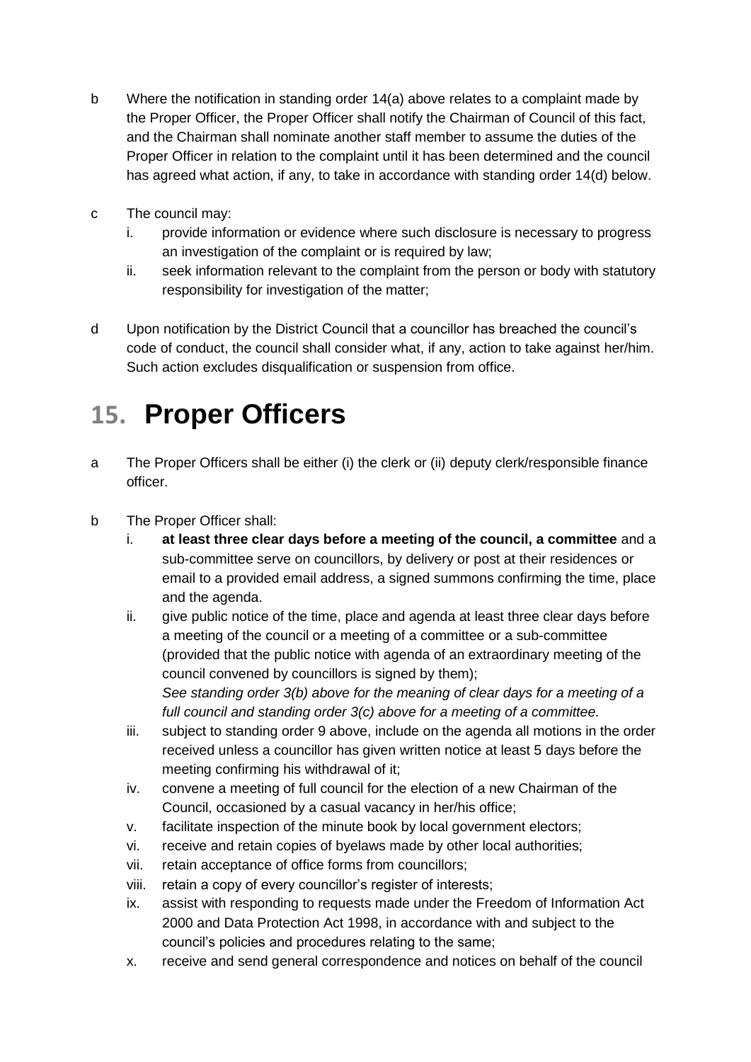b Where the notification in standing order 14(a) above relates to a complaint made by the Proper Officer, the Proper Officer shall notify the Chairman of Council of this fact, and the Chairman shall nominate another staff member to assume the duties of the Proper Officer in relation to the complaint until it has been determined and the council has agreed what action, if any, to take in accordance with standing order 14(d) below.

c The council may:
   i. provide information or evidence where such disclosure is necessary to progress an investigation of the complaint or is required by law;
   ii. seek information relevant to the complaint from the person or body with statutory responsibility for investigation of the matter;

d Upon notification by the District Council that a councillor has breached the council's code of conduct, the council shall consider what, if any, action to take against her/him. Such action excludes disqualification or suspension from office.

# 15. Proper Officers

a The Proper Officers shall be either (i) the clerk or (ii) deputy clerk/responsible finance officer.

b The Proper Officer shall:
   i. **at least three clear days before a meeting of the council, a committee** and a sub-committee serve on councillors, by delivery or post at their residences or email to a provided email address, a signed summons confirming the time, place and the agenda.
   ii. give public notice of the time, place and agenda at least three clear days before a meeting of the council or a meeting of a committee or a sub-committee (provided that the public notice with agenda of an extraordinary meeting of the council convened by councillors is signed by them);
   *See standing order 3(b) above for the meaning of clear days for a meeting of a full council and standing order 3(c) above for a meeting of a committee.*
   iii. subject to standing order 9 above, include on the agenda all motions in the order received unless a councillor has given written notice at least 5 days before the meeting confirming his withdrawal of it;
   iv. convene a meeting of full council for the election of a new Chairman of the Council, occasioned by a casual vacancy in her/his office;
   v. facilitate inspection of the minute book by local government electors;
   vi. receive and retain copies of byelaws made by other local authorities;
   vii. retain acceptance of office forms from councillors;
   viii. retain a copy of every councillor's register of interests;
   ix. assist with responding to requests made under the Freedom of Information Act 2000 and Data Protection Act 1998, in accordance with and subject to the council's policies and procedures relating to the same;
   x. receive and send general correspondence and notices on behalf of the council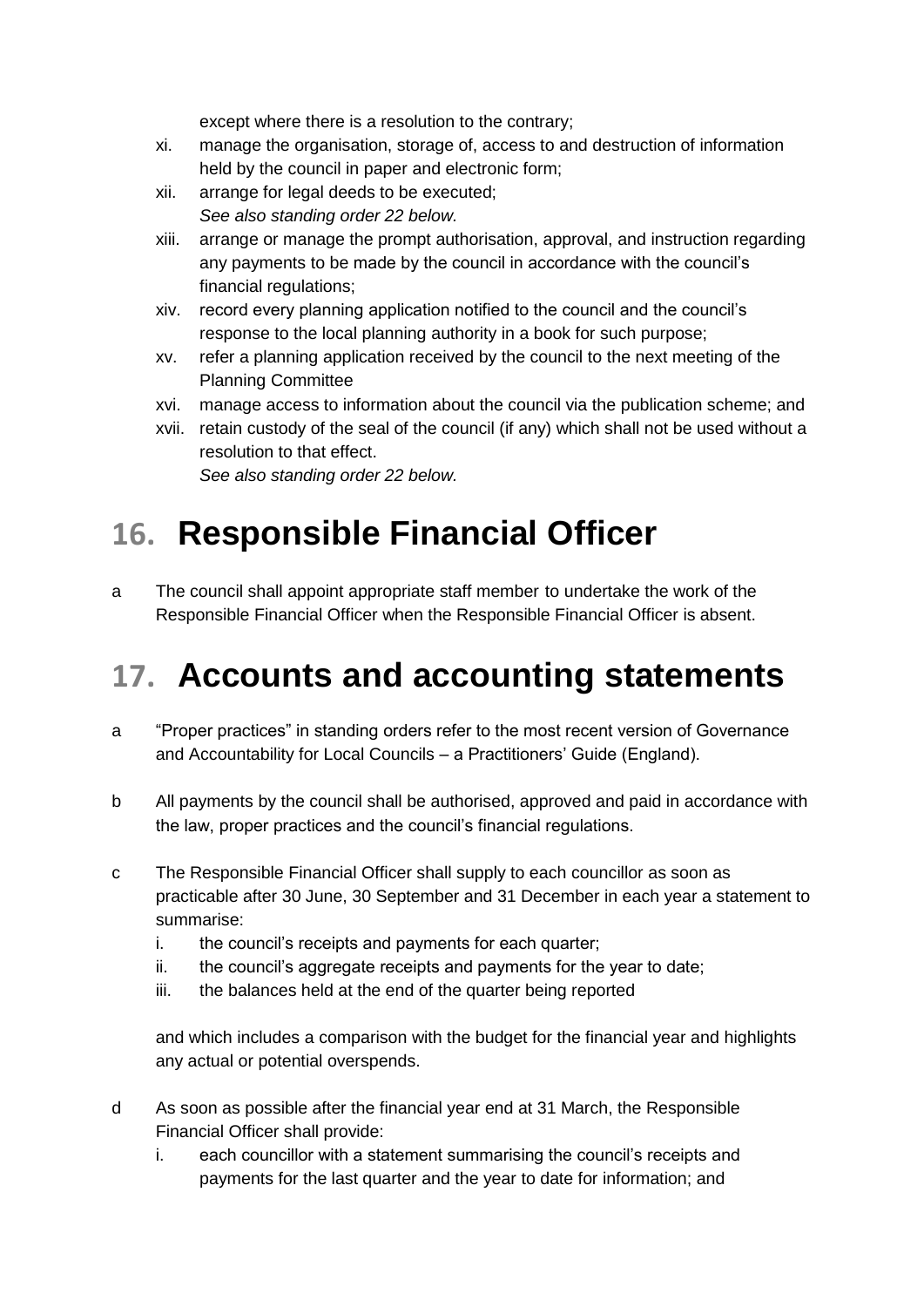except where there is a resolution to the contrary;

xi. manage the organisation, storage of, access to and destruction of information held by the council in paper and electronic form;

xii. arrange for legal deeds to be executed;
*See also standing order 22 below.*

xiii. arrange or manage the prompt authorisation, approval, and instruction regarding any payments to be made by the council in accordance with the council's financial regulations;

xiv. record every planning application notified to the council and the council's response to the local planning authority in a book for such purpose;

xv. refer a planning application received by the council to the next meeting of the Planning Committee

xvi. manage access to information about the council via the publication scheme; and

xvii. retain custody of the seal of the council (if any) which shall not be used without a resolution to that effect.
*See also standing order 22 below.*

# 16. Responsible Financial Officer

a The council shall appoint appropriate staff member to undertake the work of the Responsible Financial Officer when the Responsible Financial Officer is absent.

# 17. Accounts and accounting statements

a "Proper practices" in standing orders refer to the most recent version of Governance and Accountability for Local Councils – a Practitioners' Guide (England).

b All payments by the council shall be authorised, approved and paid in accordance with the law, proper practices and the council's financial regulations.

c The Responsible Financial Officer shall supply to each councillor as soon as practicable after 30 June, 30 September and 31 December in each year a statement to summarise:

i. the council's receipts and payments for each quarter;
ii. the council's aggregate receipts and payments for the year to date;
iii. the balances held at the end of the quarter being reported

and which includes a comparison with the budget for the financial year and highlights any actual or potential overspends.

d As soon as possible after the financial year end at 31 March, the Responsible Financial Officer shall provide:

i. each councillor with a statement summarising the council's receipts and payments for the last quarter and the year to date for information; and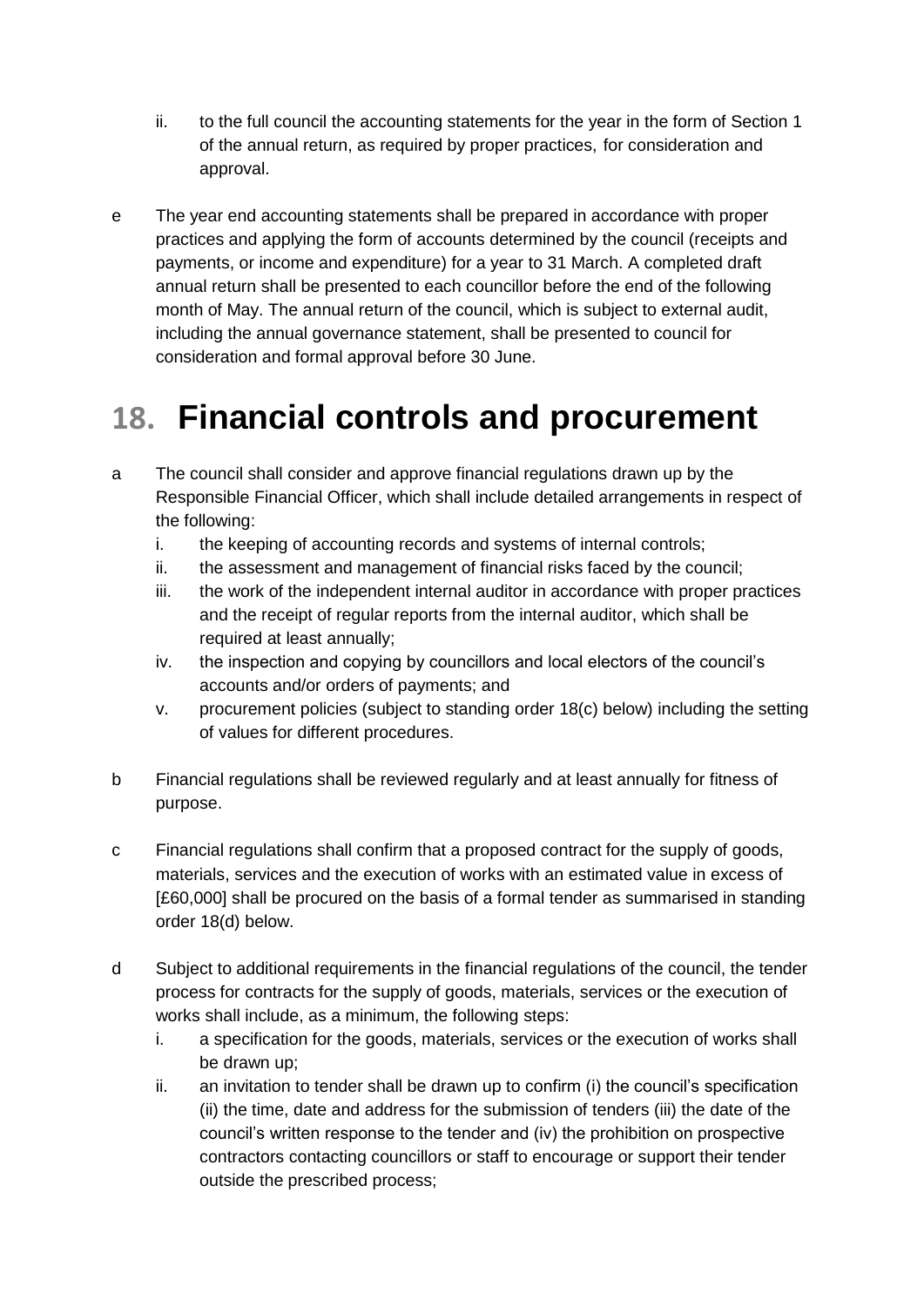ii. to the full council the accounting statements for the year in the form of Section 1 of the annual return, as required by proper practices, for consideration and approval.

e The year end accounting statements shall be prepared in accordance with proper practices and applying the form of accounts determined by the council (receipts and payments, or income and expenditure) for a year to 31 March. A completed draft annual return shall be presented to each councillor before the end of the following month of May. The annual return of the council, which is subject to external audit, including the annual governance statement, shall be presented to council for consideration and formal approval before 30 June.

# 18. Financial controls and procurement

a The council shall consider and approve financial regulations drawn up by the Responsible Financial Officer, which shall include detailed arrangements in respect of the following:

   i. the keeping of accounting records and systems of internal controls;
   ii. the assessment and management of financial risks faced by the council;
   iii. the work of the independent internal auditor in accordance with proper practices and the receipt of regular reports from the internal auditor, which shall be required at least annually;
   iv. the inspection and copying by councillors and local electors of the council's accounts and/or orders of payments; and
   v. procurement policies (subject to standing order 18(c) below) including the setting of values for different procedures.

b Financial regulations shall be reviewed regularly and at least annually for fitness of purpose.

c Financial regulations shall confirm that a proposed contract for the supply of goods, materials, services and the execution of works with an estimated value in excess of [£60,000] shall be procured on the basis of a formal tender as summarised in standing order 18(d) below.

d Subject to additional requirements in the financial regulations of the council, the tender process for contracts for the supply of goods, materials, services or the execution of works shall include, as a minimum, the following steps:

   i. a specification for the goods, materials, services or the execution of works shall be drawn up;
   ii. an invitation to tender shall be drawn up to confirm (i) the council's specification (ii) the time, date and address for the submission of tenders (iii) the date of the council's written response to the tender and (iv) the prohibition on prospective contractors contacting councillors or staff to encourage or support their tender outside the prescribed process;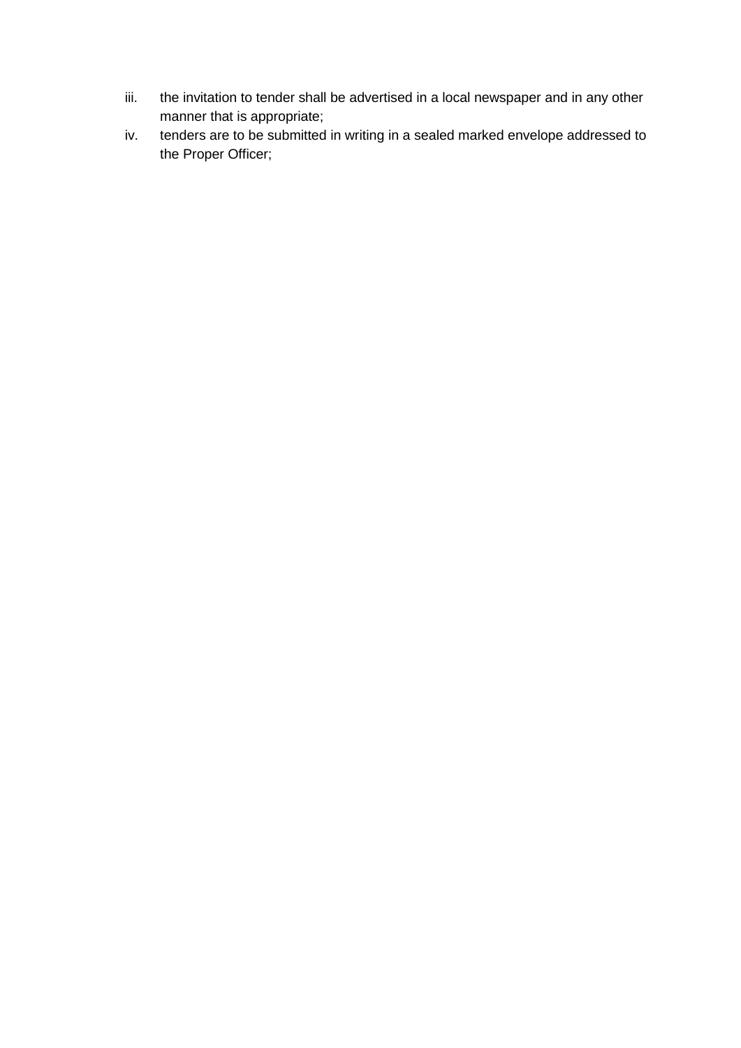iii. the invitation to tender shall be advertised in a local newspaper and in any other manner that is appropriate;
iv. tenders are to be submitted in writing in a sealed marked envelope addressed to the Proper Officer;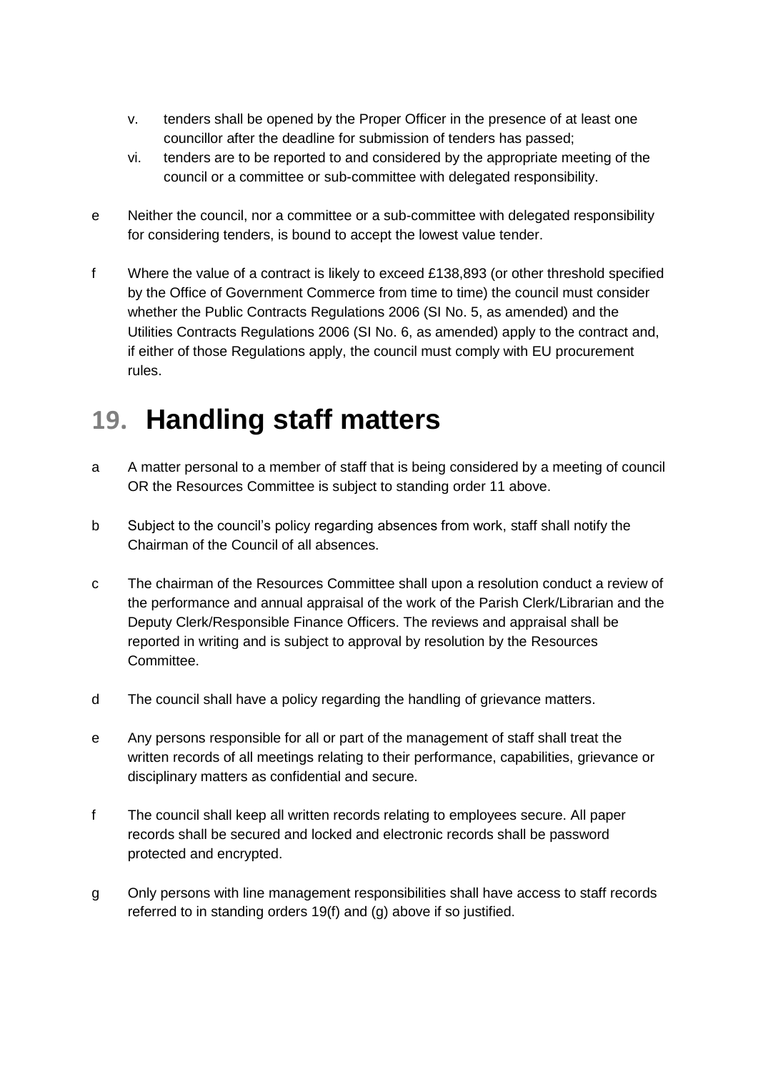v. tenders shall be opened by the Proper Officer in the presence of at least one councillor after the deadline for submission of tenders has passed;

vi. tenders are to be reported to and considered by the appropriate meeting of the council or a committee or sub-committee with delegated responsibility.

e Neither the council, nor a committee or a sub-committee with delegated responsibility for considering tenders, is bound to accept the lowest value tender.

f Where the value of a contract is likely to exceed £138,893 (or other threshold specified by the Office of Government Commerce from time to time) the council must consider whether the Public Contracts Regulations 2006 (SI No. 5, as amended) and the Utilities Contracts Regulations 2006 (SI No. 6, as amended) apply to the contract and, if either of those Regulations apply, the council must comply with EU procurement rules.

# 19. Handling staff matters

a A matter personal to a member of staff that is being considered by a meeting of council OR the Resources Committee is subject to standing order 11 above.

b Subject to the council's policy regarding absences from work, staff shall notify the Chairman of the Council of all absences.

c The chairman of the Resources Committee shall upon a resolution conduct a review of the performance and annual appraisal of the work of the Parish Clerk/Librarian and the Deputy Clerk/Responsible Finance Officers. The reviews and appraisal shall be reported in writing and is subject to approval by resolution by the Resources Committee.

d The council shall have a policy regarding the handling of grievance matters.

e Any persons responsible for all or part of the management of staff shall treat the written records of all meetings relating to their performance, capabilities, grievance or disciplinary matters as confidential and secure.

f The council shall keep all written records relating to employees secure. All paper records shall be secured and locked and electronic records shall be password protected and encrypted.

g Only persons with line management responsibilities shall have access to staff records referred to in standing orders 19(f) and (g) above if so justified.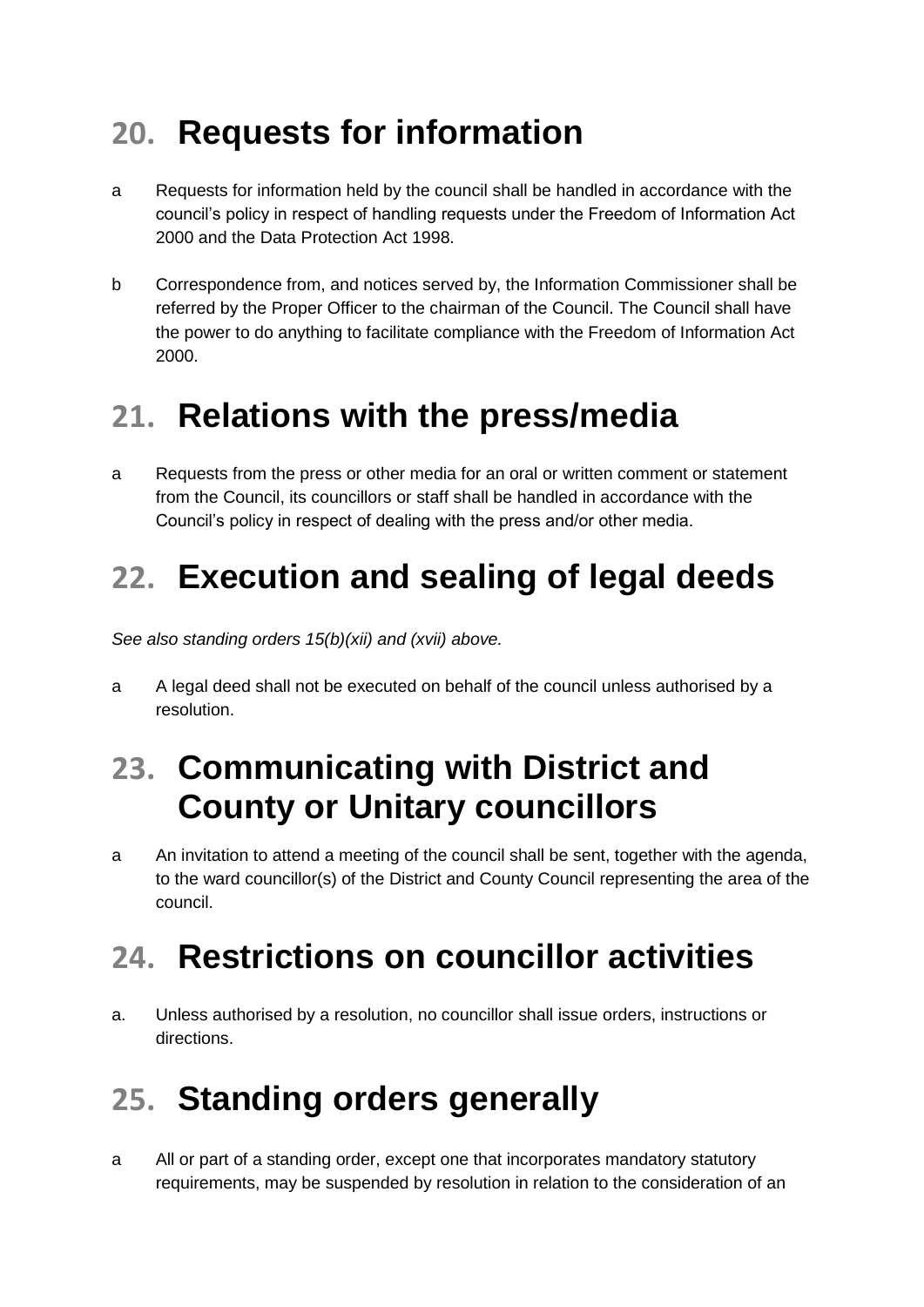## 20. Requests for information

a Requests for information held by the council shall be handled in accordance with the council's policy in respect of handling requests under the Freedom of Information Act 2000 and the Data Protection Act 1998.

b Correspondence from, and notices served by, the Information Commissioner shall be referred by the Proper Officer to the chairman of the Council. The Council shall have the power to do anything to facilitate compliance with the Freedom of Information Act 2000.

## 21. Relations with the press/media

a Requests from the press or other media for an oral or written comment or statement from the Council, its councillors or staff shall be handled in accordance with the Council's policy in respect of dealing with the press and/or other media.

## 22. Execution and sealing of legal deeds

*See also standing orders 15(b)(xii) and (xvii) above.*

a A legal deed shall not be executed on behalf of the council unless authorised by a resolution.

## 23. Communicating with District and County or Unitary councillors

a An invitation to attend a meeting of the council shall be sent, together with the agenda, to the ward councillor(s) of the District and County Council representing the area of the council.

## 24. Restrictions on councillor activities

a. Unless authorised by a resolution, no councillor shall issue orders, instructions or directions.

## 25. Standing orders generally

a All or part of a standing order, except one that incorporates mandatory statutory requirements, may be suspended by resolution in relation to the consideration of an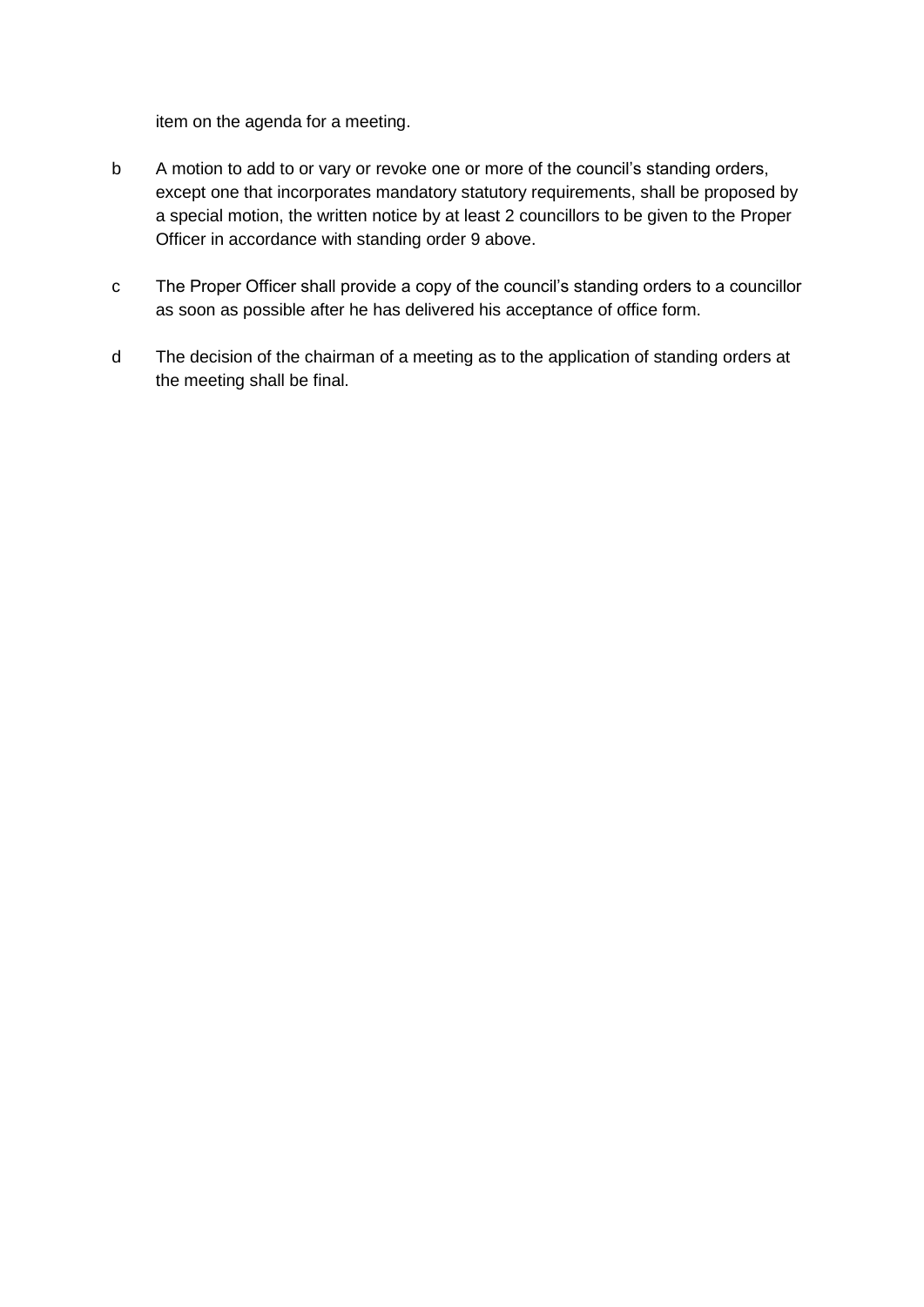item on the agenda for a meeting.

b A motion to add to or vary or revoke one or more of the council's standing orders, except one that incorporates mandatory statutory requirements, shall be proposed by a special motion, the written notice by at least 2 councillors to be given to the Proper Officer in accordance with standing order 9 above.

c The Proper Officer shall provide a copy of the council's standing orders to a councillor as soon as possible after he has delivered his acceptance of office form.

d The decision of the chairman of a meeting as to the application of standing orders at the meeting shall be final.